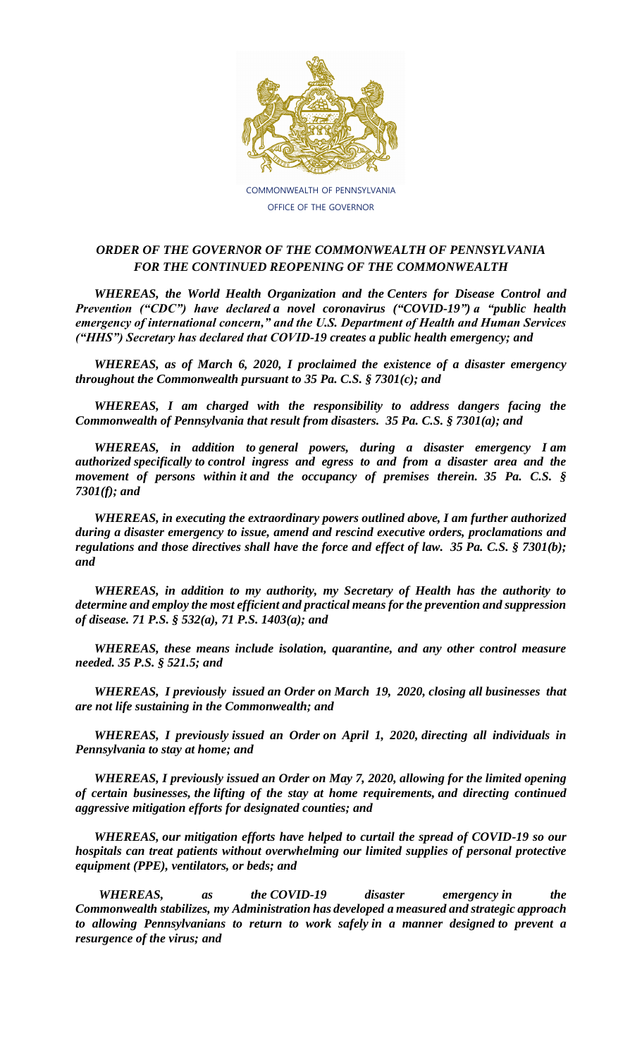COMMONWEALTH OF PENNSYLVANIA

OFFICE OF THE GOVERNOR

## *ORDER OF THE GOVERNOR OF THE COMMONWEALTH OF PENNSYLVANIA FOR THE CONTINUED REOPENING OF THE COMMONWEALTH*

***WHEREAS, the World Health Organization and the Centers for Disease Control and Prevention ("CDC") have declared a novel coronavirus ("COVID-19") a "public health emergency of international concern," and the U.S. Department of Health and Human Services ("HHS") Secretary has declared that COVID-19 creates a public health emergency; and***

***WHEREAS, as of March 6, 2020, I proclaimed the existence of a disaster emergency throughout the Commonwealth pursuant to 35 Pa. C.S. § 7301(c); and***

***WHEREAS, I am charged with the responsibility to address dangers facing the Commonwealth of Pennsylvania that result from disasters. 35 Pa. C.S. § 7301(a); and***

***WHEREAS, in addition to general powers, during a disaster emergency I am authorized specifically to control ingress and egress to and from a disaster area and the movement of persons within it and the occupancy of premises therein. 35 Pa. C.S. § 7301(f); and***

***WHEREAS, in executing the extraordinary powers outlined above, I am further authorized during a disaster emergency to issue, amend and rescind executive orders, proclamations and regulations and those directives shall have the force and effect of law. 35 Pa. C.S. § 7301(b); and***

***WHEREAS, in addition to my authority, my Secretary of Health has the authority to determine and employ the most efficient and practical means for the prevention and suppression of disease. 71 P.S. § 532(a), 71 P.S. 1403(a); and***

***WHEREAS, these means include isolation, quarantine, and any other control measure needed. 35 P.S. § 521.5; and***

***WHEREAS, I previously issued an Order on March 19, 2020, closing all businesses that are not life sustaining in the Commonwealth; and***

***WHEREAS, I previously issued an Order on April 1, 2020, directing all individuals in Pennsylvania to stay at home; and***

***WHEREAS, I previously issued an Order on May 7, 2020, allowing for the limited opening of certain businesses, the lifting of the stay at home requirements, and directing continued aggressive mitigation efforts for designated counties; and***

***WHEREAS, our mitigation efforts have helped to curtail the spread of COVID-19 so our hospitals can treat patients without overwhelming our limited supplies of personal protective equipment (PPE), ventilators, or beds; and***

***WHEREAS, as the COVID-19 disaster emergency in the Commonwealth stabilizes, my Administration has developed a measured and strategic approach to allowing Pennsylvanians to return to work safely in a manner designed to prevent a resurgence of the virus; and***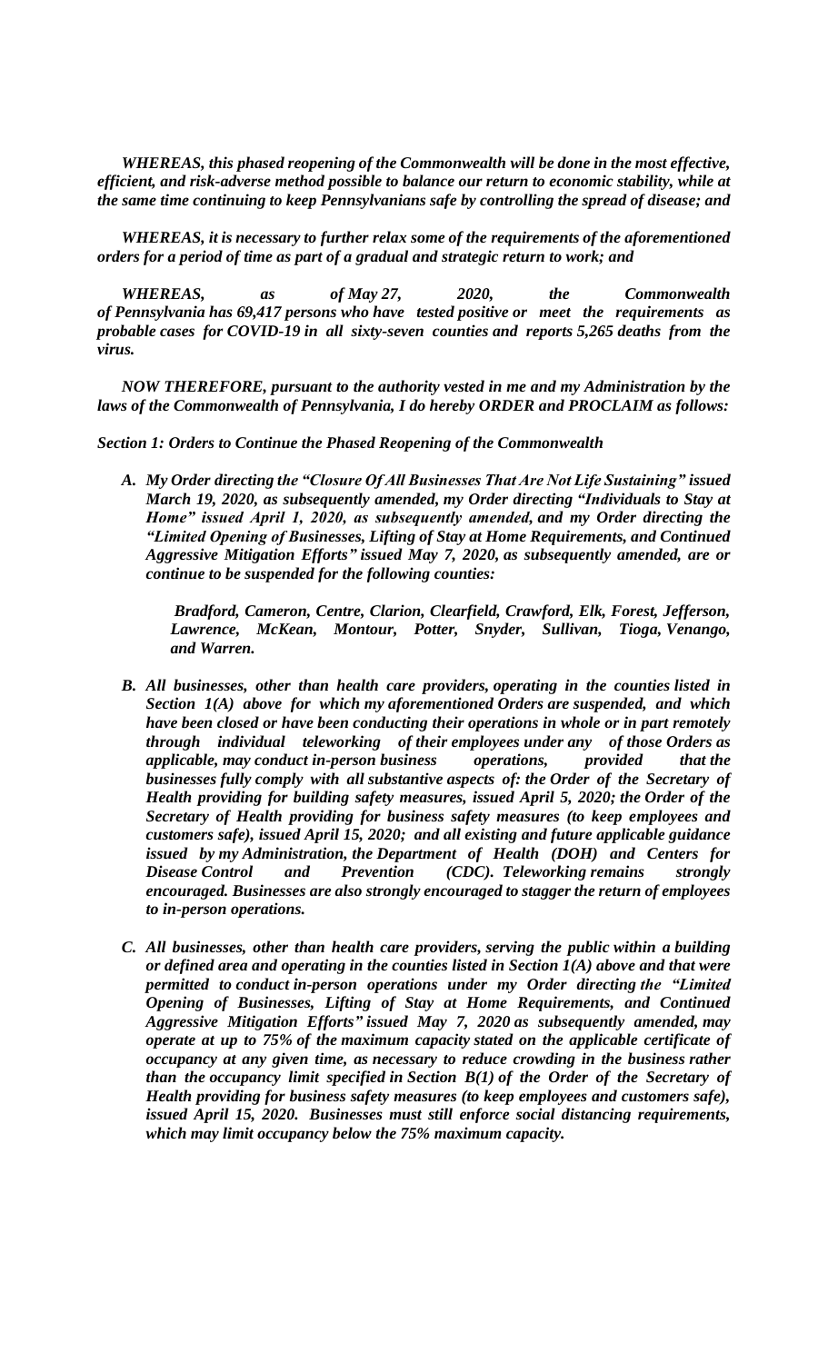*WHEREAS, this phased reopening of the Commonwealth will be done in the most effective, efficient, and risk-adverse method possible to balance our return to economic stability, while at the same time continuing to keep Pennsylvanians safe by controlling the spread of disease; and*

*WHEREAS, it is necessary to further relax some of the requirements of the aforementioned orders for a period of time as part of a gradual and strategic return to work; and*

*WHEREAS, as of May 27, 2020, the Commonwealth of Pennsylvania has 69,417 persons who have tested positive or meet the requirements as probable cases for COVID-19 in all sixty-seven counties and reports 5,265 deaths from the virus.*

*NOW THEREFORE, pursuant to the authority vested in me and my Administration by the laws of the Commonwealth of Pennsylvania, I do hereby ORDER and PROCLAIM as follows:*

***Section 1: Orders to Continue the Phased Reopening of the Commonwealth***

***A. My Order directing the "Closure Of All Businesses That Are Not Life Sustaining" issued March 19, 2020, as subsequently amended, my Order directing "Individuals to Stay at Home" issued April 1, 2020, as subsequently amended, and my Order directing the "Limited Opening of Businesses, Lifting of Stay at Home Requirements, and Continued Aggressive Mitigation Efforts" issued May 7, 2020, as subsequently amended, are or continue to be suspended for the following counties:***

***Bradford, Cameron, Centre, Clarion, Clearfield, Crawford, Elk, Forest, Jefferson, Lawrence, McKean, Montour, Potter, Snyder, Sullivan, Tioga, Venango, and Warren.***

***B. All businesses, other than health care providers, operating in the counties listed in Section 1(A) above for which my aforementioned Orders are suspended, and which have been closed or have been conducting their operations in whole or in part remotely through individual teleworking of their employees under any of those Orders as applicable, may conduct in-person business operations, provided that the businesses fully comply with all substantive aspects of: the Order of the Secretary of Health providing for building safety measures, issued April 5, 2020; the Order of the Secretary of Health providing for business safety measures (to keep employees and customers safe), issued April 15, 2020; and all existing and future applicable guidance issued by my Administration, the Department of Health (DOH) and Centers for Disease Control and Prevention (CDC). Teleworking remains strongly encouraged. Businesses are also strongly encouraged to stagger the return of employees to in-person operations.***

***C. All businesses, other than health care providers, serving the public within a building or defined area and operating in the counties listed in Section 1(A) above and that were permitted to conduct in-person operations under my Order directing the "Limited Opening of Businesses, Lifting of Stay at Home Requirements, and Continued Aggressive Mitigation Efforts" issued May 7, 2020 as subsequently amended, may operate at up to 75% of the maximum capacity stated on the applicable certificate of occupancy at any given time, as necessary to reduce crowding in the business rather than the occupancy limit specified in Section B(1) of the Order of the Secretary of Health providing for business safety measures (to keep employees and customers safe), issued April 15, 2020. Businesses must still enforce social distancing requirements, which may limit occupancy below the 75% maximum capacity.***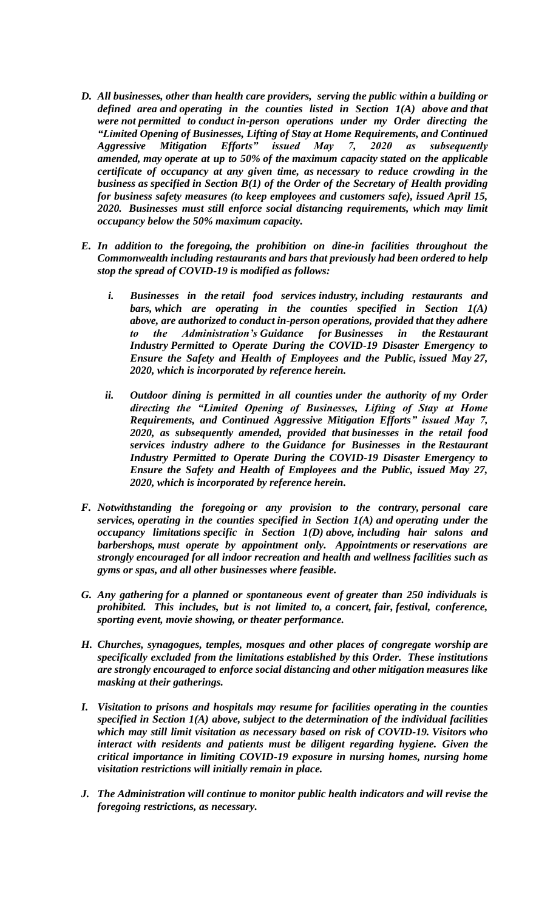***D. All businesses, other than health care providers, serving the public within a building or defined area and operating in the counties listed in Section 1(A) above and that were not permitted to conduct in-person operations under my Order directing the "Limited Opening of Businesses, Lifting of Stay at Home Requirements, and Continued Aggressive Mitigation Efforts" issued May 7, 2020 as subsequently amended, may operate at up to 50% of the maximum capacity stated on the applicable certificate of occupancy at any given time, as necessary to reduce crowding in the business as specified in Section B(1) of the Order of the Secretary of Health providing for business safety measures (to keep employees and customers safe), issued April 15, 2020. Businesses must still enforce social distancing requirements, which may limit occupancy below the 50% maximum capacity.***

***E. In addition to the foregoing, the prohibition on dine-in facilities throughout the Commonwealth including restaurants and bars that previously had been ordered to help stop the spread of COVID-19 is modified as follows:***

***i. Businesses in the retail food services industry, including restaurants and bars, which are operating in the counties specified in Section 1(A) above, are authorized to conduct in-person operations, provided that they adhere to the Administration's Guidance for Businesses in the Restaurant Industry Permitted to Operate During the COVID-19 Disaster Emergency to Ensure the Safety and Health of Employees and the Public, issued May 27, 2020, which is incorporated by reference herein.***

***ii. Outdoor dining is permitted in all counties under the authority of my Order directing the "Limited Opening of Businesses, Lifting of Stay at Home Requirements, and Continued Aggressive Mitigation Efforts" issued May 7, 2020, as subsequently amended, provided that businesses in the retail food services industry adhere to the Guidance for Businesses in the Restaurant Industry Permitted to Operate During the COVID-19 Disaster Emergency to Ensure the Safety and Health of Employees and the Public, issued May 27, 2020, which is incorporated by reference herein.***

***F. Notwithstanding the foregoing or any provision to the contrary, personal care services, operating in the counties specified in Section 1(A) and operating under the occupancy limitations specific in Section 1(D) above, including hair salons and barbershops, must operate by appointment only. Appointments or reservations are strongly encouraged for all indoor recreation and health and wellness facilities such as gyms or spas, and all other businesses where feasible.***

***G. Any gathering for a planned or spontaneous event of greater than 250 individuals is prohibited. This includes, but is not limited to, a concert, fair, festival, conference, sporting event, movie showing, or theater performance.***

***H. Churches, synagogues, temples, mosques and other places of congregate worship are specifically excluded from the limitations established by this Order. These institutions are strongly encouraged to enforce social distancing and other mitigation measures like masking at their gatherings.***

***I. Visitation to prisons and hospitals may resume for facilities operating in the counties specified in Section 1(A) above, subject to the determination of the individual facilities which may still limit visitation as necessary based on risk of COVID-19. Visitors who interact with residents and patients must be diligent regarding hygiene. Given the critical importance in limiting COVID-19 exposure in nursing homes, nursing home visitation restrictions will initially remain in place.***

***J. The Administration will continue to monitor public health indicators and will revise the foregoing restrictions, as necessary.***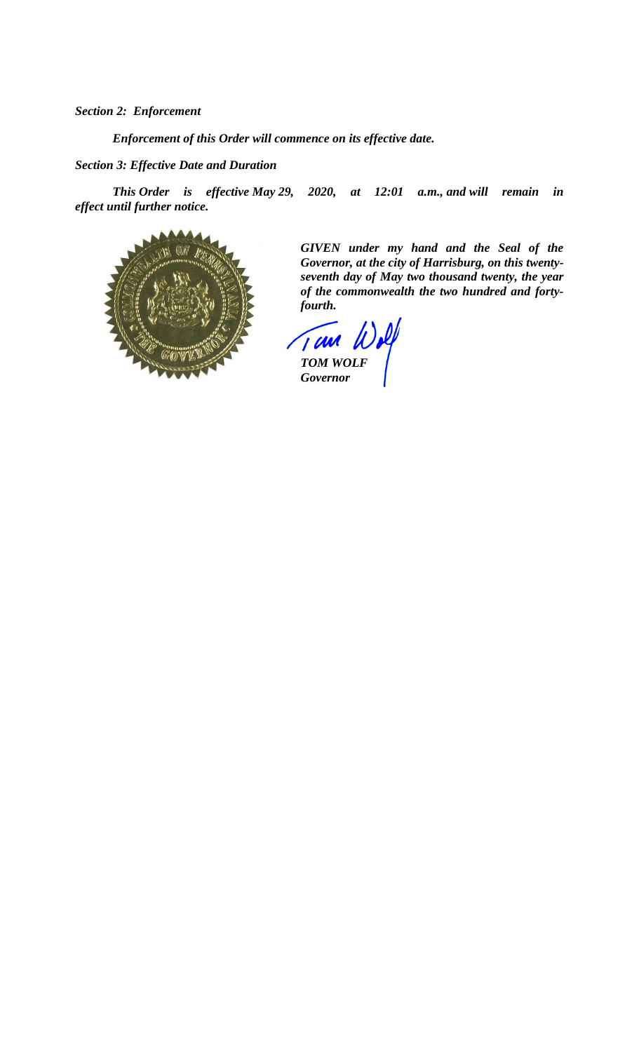*Section 2: Enforcement*

***Enforcement of this Order will commence on its effective date.***

*Section 3: Effective Date and Duration*

***This Order is effective May 29, 2020, at 12:01 a.m., and will remain in effect until further notice.***

***GIVEN under my hand and the Seal of the Governor, at the city of Harrisburg, on this twenty-seventh day of May two thousand twenty, the year of the commonwealth the two hundred and forty-fourth.***

***TOM WOLF***
***Governor***